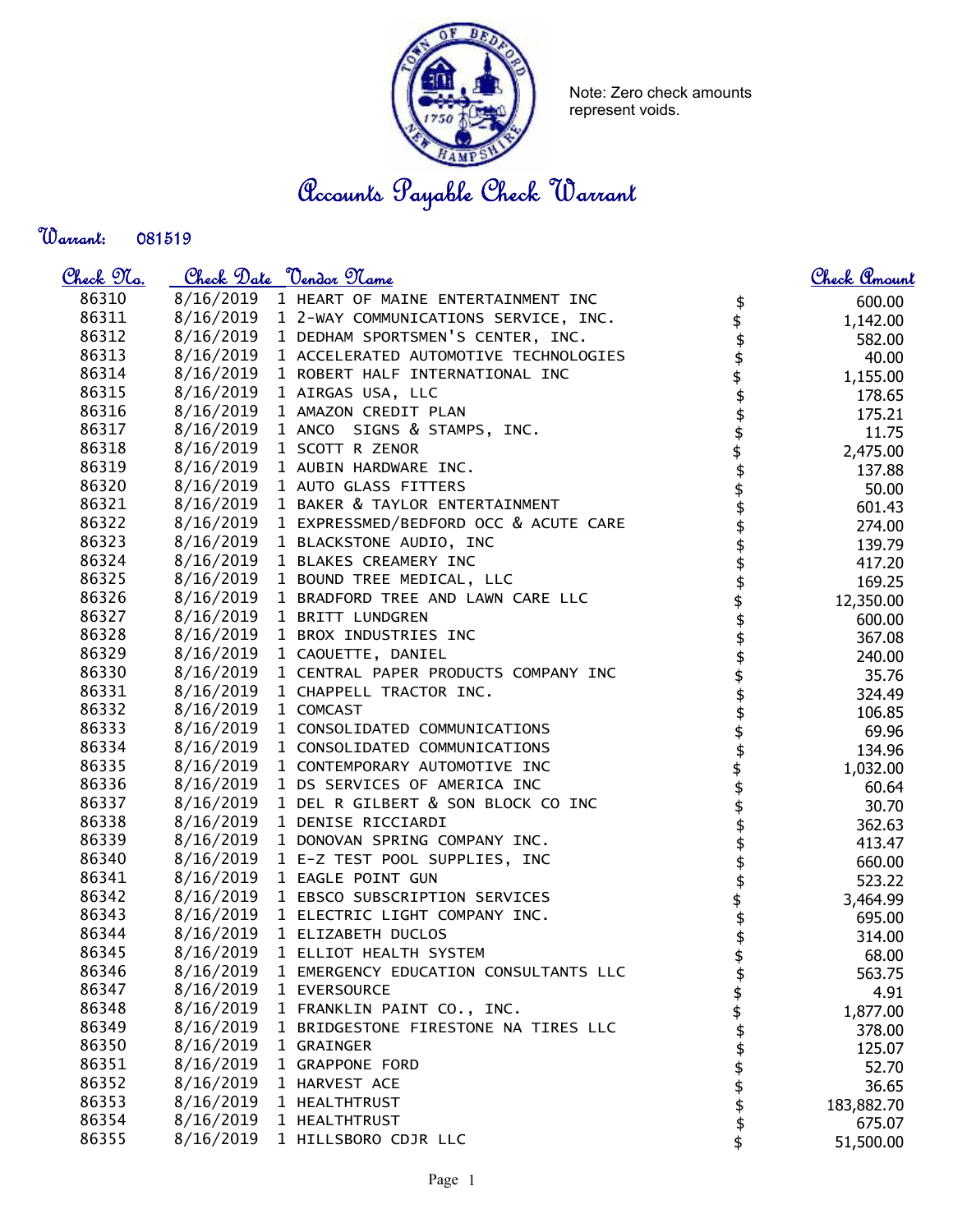Note: Zero check amounts represent voids.

# Accounts Payable Check Warrant

**Warrant:** 081519

| Check No. | Check Date | Vendor Name | | Check Amount |
|---|---|---|---|---|
| 86310 | 8/16/2019 | 1 HEART OF MAINE ENTERTAINMENT INC | $ | 600.00 |
| 86311 | 8/16/2019 | 1 2-WAY COMMUNICATIONS SERVICE, INC. | $ | 1,142.00 |
| 86312 | 8/16/2019 | 1 DEDHAM SPORTSMEN'S CENTER, INC. | $ | 582.00 |
| 86313 | 8/16/2019 | 1 ACCELERATED AUTOMOTIVE TECHNOLOGIES | $ | 40.00 |
| 86314 | 8/16/2019 | 1 ROBERT HALF INTERNATIONAL INC | $ | 1,155.00 |
| 86315 | 8/16/2019 | 1 AIRGAS USA, LLC | $ | 178.65 |
| 86316 | 8/16/2019 | 1 AMAZON CREDIT PLAN | $ | 175.21 |
| 86317 | 8/16/2019 | 1 ANCO SIGNS & STAMPS, INC. | $ | 11.75 |
| 86318 | 8/16/2019 | 1 SCOTT R ZENOR | $ | 2,475.00 |
| 86319 | 8/16/2019 | 1 AUBIN HARDWARE INC. | $ | 137.88 |
| 86320 | 8/16/2019 | 1 AUTO GLASS FITTERS | $ | 50.00 |
| 86321 | 8/16/2019 | 1 BAKER & TAYLOR ENTERTAINMENT | $ | 601.43 |
| 86322 | 8/16/2019 | 1 EXPRESSMED/BEDFORD OCC & ACUTE CARE | $ | 274.00 |
| 86323 | 8/16/2019 | 1 BLACKSTONE AUDIO, INC | $ | 139.79 |
| 86324 | 8/16/2019 | 1 BLAKES CREAMERY INC | $ | 417.20 |
| 86325 | 8/16/2019 | 1 BOUND TREE MEDICAL, LLC | $ | 169.25 |
| 86326 | 8/16/2019 | 1 BRADFORD TREE AND LAWN CARE LLC | $ | 12,350.00 |
| 86327 | 8/16/2019 | 1 BRITT LUNDGREN | $ | 600.00 |
| 86328 | 8/16/2019 | 1 BROX INDUSTRIES INC | $ | 367.08 |
| 86329 | 8/16/2019 | 1 CAOUETTE, DANIEL | $ | 240.00 |
| 86330 | 8/16/2019 | 1 CENTRAL PAPER PRODUCTS COMPANY INC | $ | 35.76 |
| 86331 | 8/16/2019 | 1 CHAPPELL TRACTOR INC. | $ | 324.49 |
| 86332 | 8/16/2019 | 1 COMCAST | $ | 106.85 |
| 86333 | 8/16/2019 | 1 CONSOLIDATED COMMUNICATIONS | $ | 69.96 |
| 86334 | 8/16/2019 | 1 CONSOLIDATED COMMUNICATIONS | $ | 134.96 |
| 86335 | 8/16/2019 | 1 CONTEMPORARY AUTOMOTIVE INC | $ | 1,032.00 |
| 86336 | 8/16/2019 | 1 DS SERVICES OF AMERICA INC | $ | 60.64 |
| 86337 | 8/16/2019 | 1 DEL R GILBERT & SON BLOCK CO INC | $ | 30.70 |
| 86338 | 8/16/2019 | 1 DENISE RICCIARDI | $ | 362.63 |
| 86339 | 8/16/2019 | 1 DONOVAN SPRING COMPANY INC. | $ | 413.47 |
| 86340 | 8/16/2019 | 1 E-Z TEST POOL SUPPLIES, INC | $ | 660.00 |
| 86341 | 8/16/2019 | 1 EAGLE POINT GUN | $ | 523.22 |
| 86342 | 8/16/2019 | 1 EBSCO SUBSCRIPTION SERVICES | $ | 3,464.99 |
| 86343 | 8/16/2019 | 1 ELECTRIC LIGHT COMPANY INC. | $ | 695.00 |
| 86344 | 8/16/2019 | 1 ELIZABETH DUCLOS | $ | 314.00 |
| 86345 | 8/16/2019 | 1 ELLIOT HEALTH SYSTEM | $ | 68.00 |
| 86346 | 8/16/2019 | 1 EMERGENCY EDUCATION CONSULTANTS LLC | $ | 563.75 |
| 86347 | 8/16/2019 | 1 EVERSOURCE | $ | 4.91 |
| 86348 | 8/16/2019 | 1 FRANKLIN PAINT CO., INC. | $ | 1,877.00 |
| 86349 | 8/16/2019 | 1 BRIDGESTONE FIRESTONE NA TIRES LLC | $ | 378.00 |
| 86350 | 8/16/2019 | 1 GRAINGER | $ | 125.07 |
| 86351 | 8/16/2019 | 1 GRAPPONE FORD | $ | 52.70 |
| 86352 | 8/16/2019 | 1 HARVEST ACE | $ | 36.65 |
| 86353 | 8/16/2019 | 1 HEALTHTRUST | $ | 183,882.70 |
| 86354 | 8/16/2019 | 1 HEALTHTRUST | $ | 675.07 |
| 86355 | 8/16/2019 | 1 HILLSBORO CDJR LLC | $ | 51,500.00 |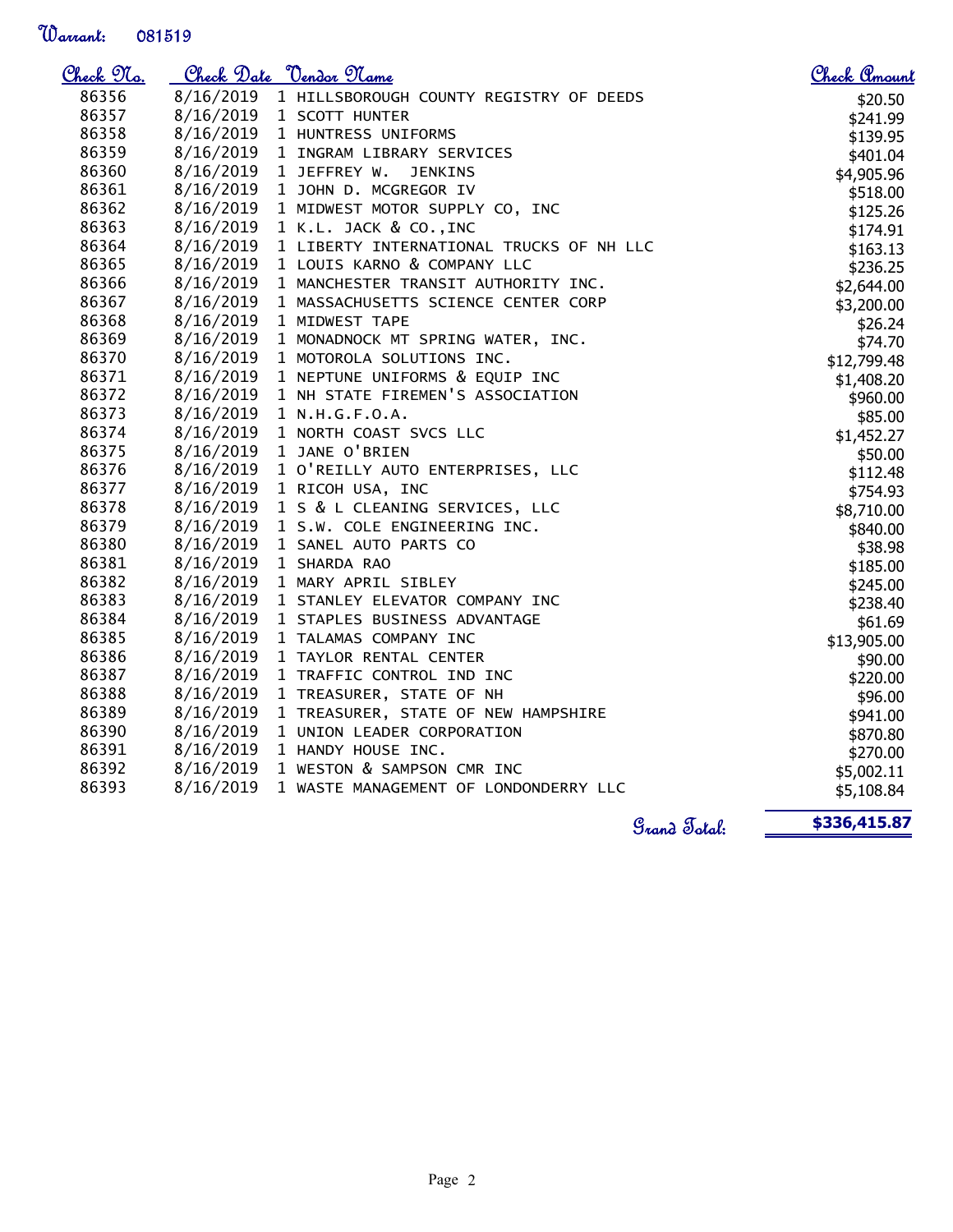Warrant: 081519

| Check No. | Check Date | Vendor Name | Check Amount |
|---|---|---|---|
| 86356 | 8/16/2019 | 1 HILLSBOROUGH COUNTY REGISTRY OF DEEDS | $20.50 |
| 86357 | 8/16/2019 | 1 SCOTT HUNTER | $241.99 |
| 86358 | 8/16/2019 | 1 HUNTRESS UNIFORMS | $139.95 |
| 86359 | 8/16/2019 | 1 INGRAM LIBRARY SERVICES | $401.04 |
| 86360 | 8/16/2019 | 1 JEFFREY W. JENKINS | $4,905.96 |
| 86361 | 8/16/2019 | 1 JOHN D. MCGREGOR IV | $518.00 |
| 86362 | 8/16/2019 | 1 MIDWEST MOTOR SUPPLY CO, INC | $125.26 |
| 86363 | 8/16/2019 | 1 K.L. JACK & CO.,INC | $174.91 |
| 86364 | 8/16/2019 | 1 LIBERTY INTERNATIONAL TRUCKS OF NH LLC | $163.13 |
| 86365 | 8/16/2019 | 1 LOUIS KARNO & COMPANY LLC | $236.25 |
| 86366 | 8/16/2019 | 1 MANCHESTER TRANSIT AUTHORITY INC. | $2,644.00 |
| 86367 | 8/16/2019 | 1 MASSACHUSETTS SCIENCE CENTER CORP | $3,200.00 |
| 86368 | 8/16/2019 | 1 MIDWEST TAPE | $26.24 |
| 86369 | 8/16/2019 | 1 MONADNOCK MT SPRING WATER, INC. | $74.70 |
| 86370 | 8/16/2019 | 1 MOTOROLA SOLUTIONS INC. | $12,799.48 |
| 86371 | 8/16/2019 | 1 NEPTUNE UNIFORMS & EQUIP INC | $1,408.20 |
| 86372 | 8/16/2019 | 1 NH STATE FIREMEN'S ASSOCIATION | $960.00 |
| 86373 | 8/16/2019 | 1 N.H.G.F.O.A. | $85.00 |
| 86374 | 8/16/2019 | 1 NORTH COAST SVCS LLC | $1,452.27 |
| 86375 | 8/16/2019 | 1 JANE O'BRIEN | $50.00 |
| 86376 | 8/16/2019 | 1 O'REILLY AUTO ENTERPRISES, LLC | $112.48 |
| 86377 | 8/16/2019 | 1 RICOH USA, INC | $754.93 |
| 86378 | 8/16/2019 | 1 S & L CLEANING SERVICES, LLC | $8,710.00 |
| 86379 | 8/16/2019 | 1 S.W. COLE ENGINEERING INC. | $840.00 |
| 86380 | 8/16/2019 | 1 SANEL AUTO PARTS CO | $38.98 |
| 86381 | 8/16/2019 | 1 SHARDA RAO | $185.00 |
| 86382 | 8/16/2019 | 1 MARY APRIL SIBLEY | $245.00 |
| 86383 | 8/16/2019 | 1 STANLEY ELEVATOR COMPANY INC | $238.40 |
| 86384 | 8/16/2019 | 1 STAPLES BUSINESS ADVANTAGE | $61.69 |
| 86385 | 8/16/2019 | 1 TALAMAS COMPANY INC | $13,905.00 |
| 86386 | 8/16/2019 | 1 TAYLOR RENTAL CENTER | $90.00 |
| 86387 | 8/16/2019 | 1 TRAFFIC CONTROL IND INC | $220.00 |
| 86388 | 8/16/2019 | 1 TREASURER, STATE OF NH | $96.00 |
| 86389 | 8/16/2019 | 1 TREASURER, STATE OF NEW HAMPSHIRE | $941.00 |
| 86390 | 8/16/2019 | 1 UNION LEADER CORPORATION | $870.80 |
| 86391 | 8/16/2019 | 1 HANDY HOUSE INC. | $270.00 |
| 86392 | 8/16/2019 | 1 WESTON & SAMPSON CMR INC | $5,002.11 |
| 86393 | 8/16/2019 | 1 WASTE MANAGEMENT OF LONDONDERRY LLC | $5,108.84 |
| | | Grand Total: | **$336,415.87** |